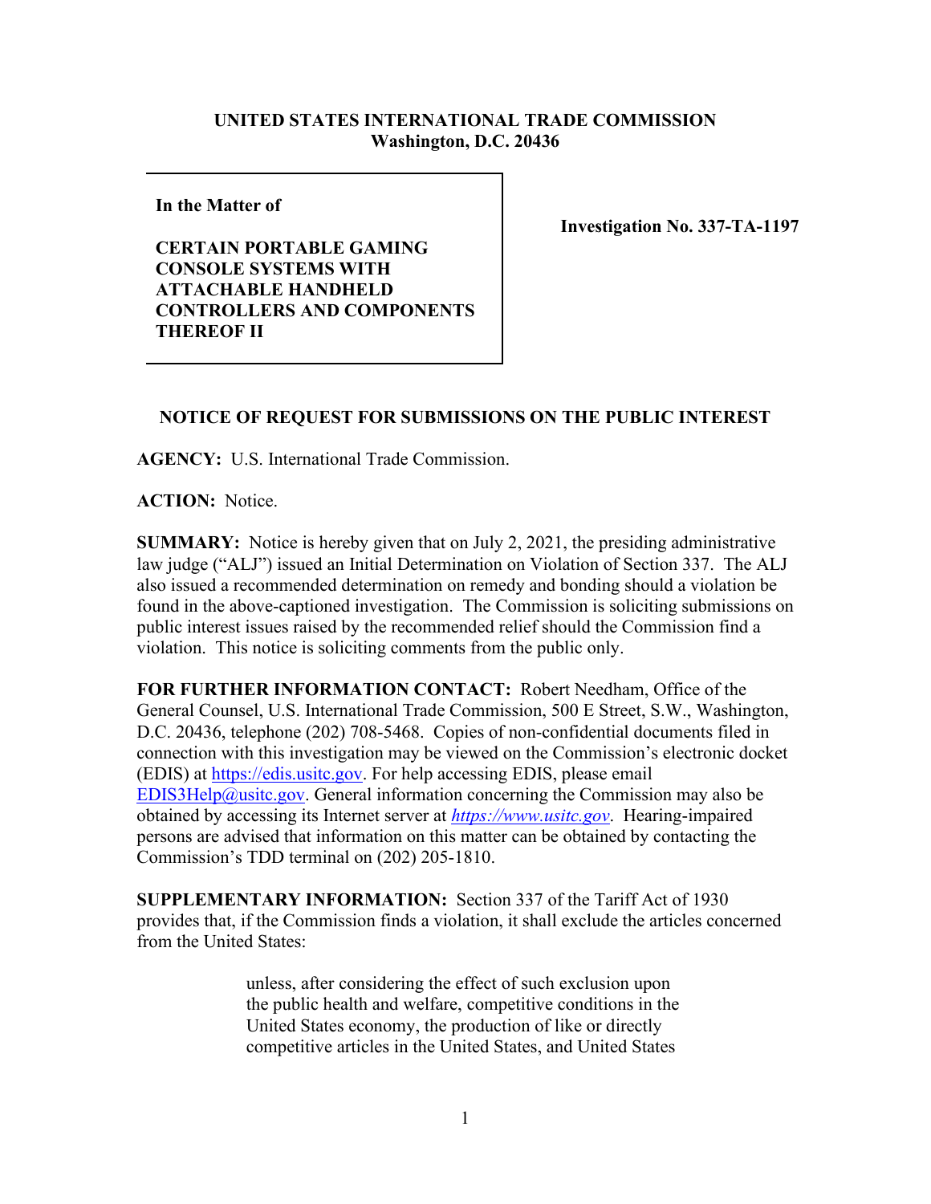**UNITED STATES INTERNATIONAL TRADE COMMISSION**
**Washington, D.C. 20436**

**In the Matter of**

**CERTAIN PORTABLE GAMING CONSOLE SYSTEMS WITH ATTACHABLE HANDHELD CONTROLLERS AND COMPONENTS THEREOF II**

**Investigation No. 337-TA-1197**

## NOTICE OF REQUEST FOR SUBMISSIONS ON THE PUBLIC INTEREST

**AGENCY:** U.S. International Trade Commission.

**ACTION:** Notice.

**SUMMARY:** Notice is hereby given that on July 2, 2021, the presiding administrative law judge ("ALJ") issued an Initial Determination on Violation of Section 337. The ALJ also issued a recommended determination on remedy and bonding should a violation be found in the above-captioned investigation. The Commission is soliciting submissions on public interest issues raised by the recommended relief should the Commission find a violation. This notice is soliciting comments from the public only.

**FOR FURTHER INFORMATION CONTACT:** Robert Needham, Office of the General Counsel, U.S. International Trade Commission, 500 E Street, S.W., Washington, D.C. 20436, telephone (202) 708-5468. Copies of non-confidential documents filed in connection with this investigation may be viewed on the Commission's electronic docket (EDIS) at https://edis.usitc.gov. For help accessing EDIS, please email EDIS3Help@usitc.gov. General information concerning the Commission may also be obtained by accessing its Internet server at *https://www.usitc.gov*. Hearing-impaired persons are advised that information on this matter can be obtained by contacting the Commission's TDD terminal on (202) 205-1810.

**SUPPLEMENTARY INFORMATION:** Section 337 of the Tariff Act of 1930 provides that, if the Commission finds a violation, it shall exclude the articles concerned from the United States:

> unless, after considering the effect of such exclusion upon the public health and welfare, competitive conditions in the United States economy, the production of like or directly competitive articles in the United States, and United States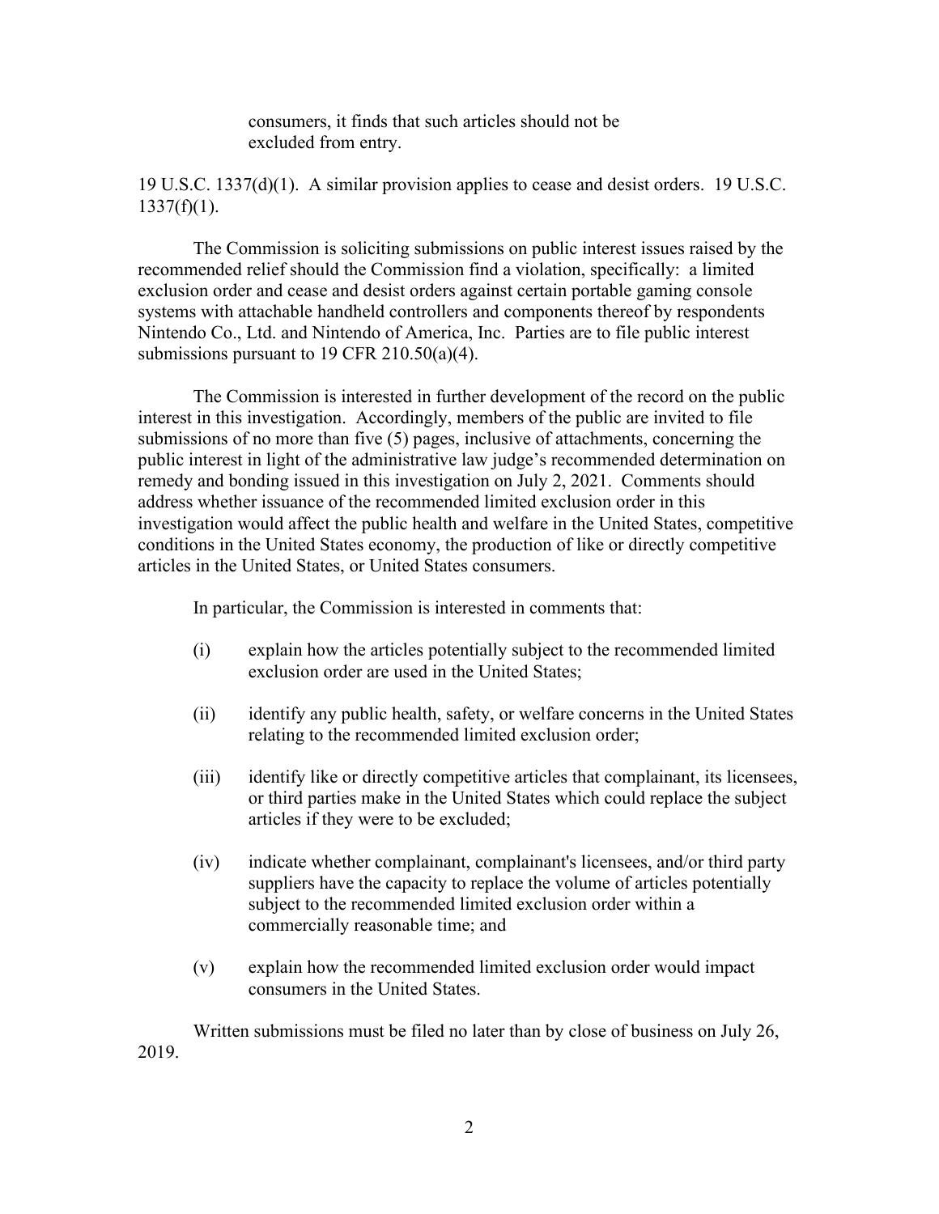> consumers, it finds that such articles should not be excluded from entry.

19 U.S.C. 1337(d)(1). A similar provision applies to cease and desist orders. 19 U.S.C. 1337(f)(1).

The Commission is soliciting submissions on public interest issues raised by the recommended relief should the Commission find a violation, specifically: a limited exclusion order and cease and desist orders against certain portable gaming console systems with attachable handheld controllers and components thereof by respondents Nintendo Co., Ltd. and Nintendo of America, Inc. Parties are to file public interest submissions pursuant to 19 CFR 210.50(a)(4).

The Commission is interested in further development of the record on the public interest in this investigation. Accordingly, members of the public are invited to file submissions of no more than five (5) pages, inclusive of attachments, concerning the public interest in light of the administrative law judge's recommended determination on remedy and bonding issued in this investigation on July 2, 2021. Comments should address whether issuance of the recommended limited exclusion order in this investigation would affect the public health and welfare in the United States, competitive conditions in the United States economy, the production of like or directly competitive articles in the United States, or United States consumers.

In particular, the Commission is interested in comments that:

(i) explain how the articles potentially subject to the recommended limited exclusion order are used in the United States;

(ii) identify any public health, safety, or welfare concerns in the United States relating to the recommended limited exclusion order;

(iii) identify like or directly competitive articles that complainant, its licensees, or third parties make in the United States which could replace the subject articles if they were to be excluded;

(iv) indicate whether complainant, complainant's licensees, and/or third party suppliers have the capacity to replace the volume of articles potentially subject to the recommended limited exclusion order within a commercially reasonable time; and

(v) explain how the recommended limited exclusion order would impact consumers in the United States.

Written submissions must be filed no later than by close of business on July 26, 2019.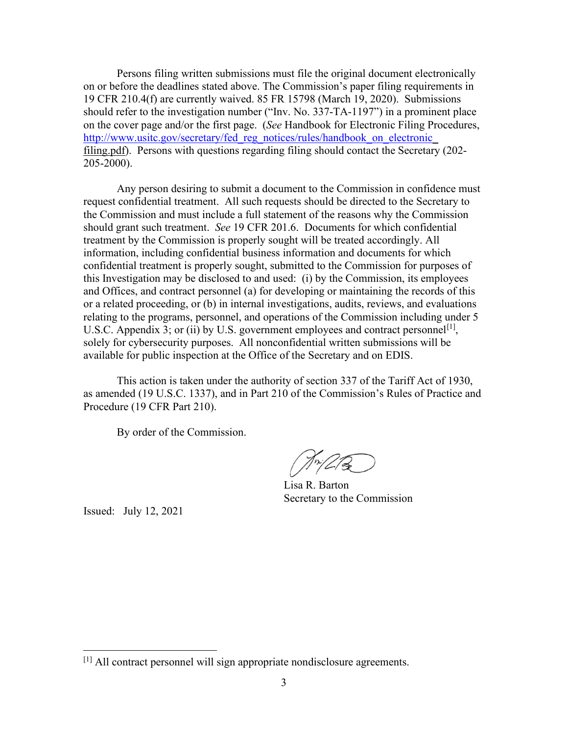Persons filing written submissions must file the original document electronically on or before the deadlines stated above. The Commission's paper filing requirements in 19 CFR 210.4(f) are currently waived. 85 FR 15798 (March 19, 2020). Submissions should refer to the investigation number ("Inv. No. 337-TA-1197") in a prominent place on the cover page and/or the first page. (*See* Handbook for Electronic Filing Procedures, http://www.usitc.gov/secretary/fed_reg_notices/rules/handbook_on_electronic_filing.pdf). Persons with questions regarding filing should contact the Secretary (202-205-2000).

Any person desiring to submit a document to the Commission in confidence must request confidential treatment. All such requests should be directed to the Secretary to the Commission and must include a full statement of the reasons why the Commission should grant such treatment. *See* 19 CFR 201.6. Documents for which confidential treatment by the Commission is properly sought will be treated accordingly. All information, including confidential business information and documents for which confidential treatment is properly sought, submitted to the Commission for purposes of this Investigation may be disclosed to and used: (i) by the Commission, its employees and Offices, and contract personnel (a) for developing or maintaining the records of this or a related proceeding, or (b) in internal investigations, audits, reviews, and evaluations relating to the programs, personnel, and operations of the Commission including under 5 U.S.C. Appendix 3; or (ii) by U.S. government employees and contract personnel[1], solely for cybersecurity purposes. All nonconfidential written submissions will be available for public inspection at the Office of the Secretary and on EDIS.

This action is taken under the authority of section 337 of the Tariff Act of 1930, as amended (19 U.S.C. 1337), and in Part 210 of the Commission's Rules of Practice and Procedure (19 CFR Part 210).

By order of the Commission.

Lisa R. Barton
Secretary to the Commission

Issued: July 12, 2021

[1] All contract personnel will sign appropriate nondisclosure agreements.